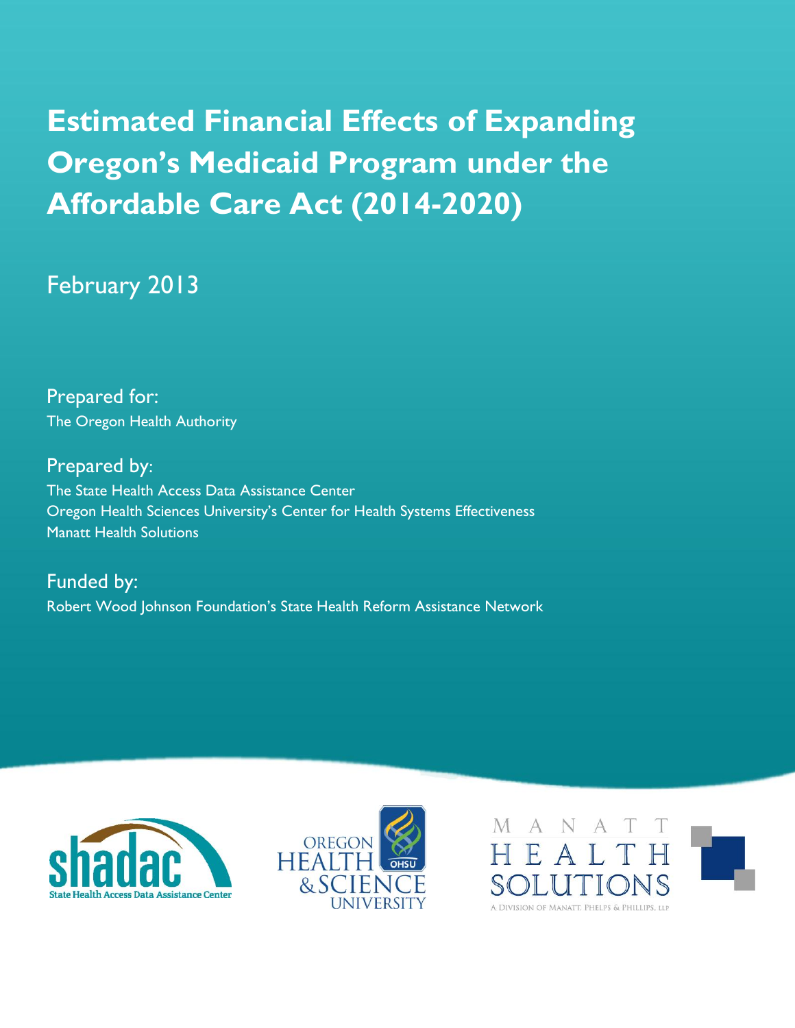# Estimated Financial Effects of Expanding Oregon's Medicaid Program under the Affordable Care Act (2014-2020)

February 2013

Prepared for:
The Oregon Health Authority

Prepared by:
The State Health Access Data Assistance Center
Oregon Health Sciences University's Center for Health Systems Effectiveness
Manatt Health Solutions

Funded by:
Robert Wood Johnson Foundation's State Health Reform Assistance Network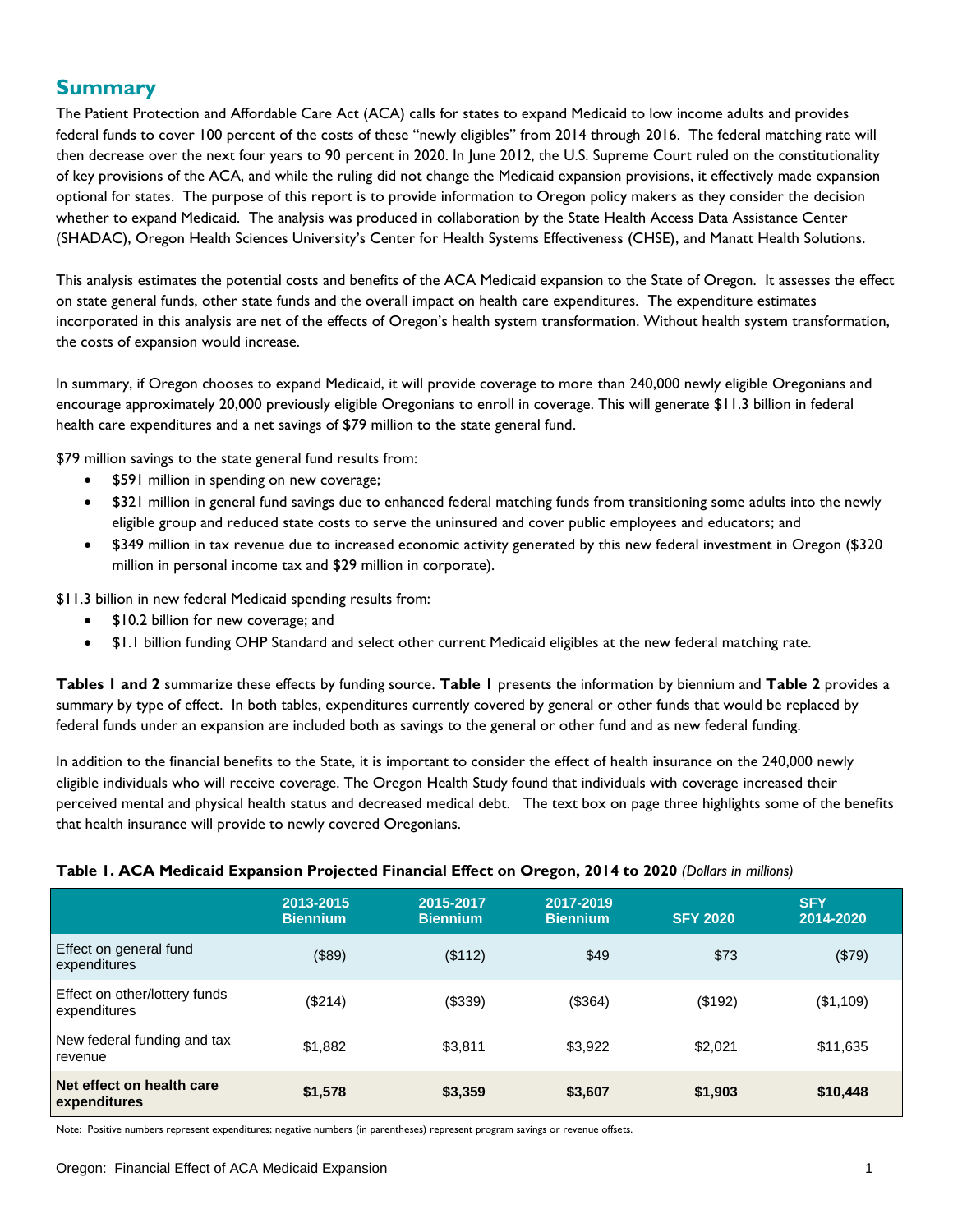## Summary

The Patient Protection and Affordable Care Act (ACA) calls for states to expand Medicaid to low income adults and provides federal funds to cover 100 percent of the costs of these "newly eligibles" from 2014 through 2016. The federal matching rate will then decrease over the next four years to 90 percent in 2020. In June 2012, the U.S. Supreme Court ruled on the constitutionality of key provisions of the ACA, and while the ruling did not change the Medicaid expansion provisions, it effectively made expansion optional for states. The purpose of this report is to provide information to Oregon policy makers as they consider the decision whether to expand Medicaid. The analysis was produced in collaboration by the State Health Access Data Assistance Center (SHADAC), Oregon Health Sciences University's Center for Health Systems Effectiveness (CHSE), and Manatt Health Solutions.

This analysis estimates the potential costs and benefits of the ACA Medicaid expansion to the State of Oregon. It assesses the effect on state general funds, other state funds and the overall impact on health care expenditures. The expenditure estimates incorporated in this analysis are net of the effects of Oregon's health system transformation. Without health system transformation, the costs of expansion would increase.

In summary, if Oregon chooses to expand Medicaid, it will provide coverage to more than 240,000 newly eligible Oregonians and encourage approximately 20,000 previously eligible Oregonians to enroll in coverage. This will generate $11.3 billion in federal health care expenditures and a net savings of $79 million to the state general fund.

$79 million savings to the state general fund results from:

- $591 million in spending on new coverage;
- $321 million in general fund savings due to enhanced federal matching funds from transitioning some adults into the newly eligible group and reduced state costs to serve the uninsured and cover public employees and educators; and
- $349 million in tax revenue due to increased economic activity generated by this new federal investment in Oregon ($320 million in personal income tax and $29 million in corporate).

$11.3 billion in new federal Medicaid spending results from:

- $10.2 billion for new coverage; and
- $1.1 billion funding OHP Standard and select other current Medicaid eligibles at the new federal matching rate.

**Tables 1 and 2** summarize these effects by funding source. **Table 1** presents the information by biennium and **Table 2** provides a summary by type of effect. In both tables, expenditures currently covered by general or other funds that would be replaced by federal funds under an expansion are included both as savings to the general or other fund and as new federal funding.

In addition to the financial benefits to the State, it is important to consider the effect of health insurance on the 240,000 newly eligible individuals who will receive coverage. The Oregon Health Study found that individuals with coverage increased their perceived mental and physical health status and decreased medical debt. The text box on page three highlights some of the benefits that health insurance will provide to newly covered Oregonians.

**Table 1. ACA Medicaid Expansion Projected Financial Effect on Oregon, 2014 to 2020** *(Dollars in millions)*

| | 2013-2015 Biennium | 2015-2017 Biennium | 2017-2019 Biennium | SFY 2020 | SFY 2014-2020 |
|---|---|---|---|---|---|
| Effect on general fund expenditures | ($89) | ($112) | $49 | $73 | ($79) |
| Effect on other/lottery funds expenditures | ($214) | ($339) | ($364) | ($192) | ($1,109) |
| New federal funding and tax revenue | $1,882 | $3,811 | $3,922 | $2,021 | $11,635 |
| **Net effect on health care expenditures** | **$1,578** | **$3,359** | **$3,607** | **$1,903** | **$10,448** |

Note: Positive numbers represent expenditures; negative numbers (in parentheses) represent program savings or revenue offsets.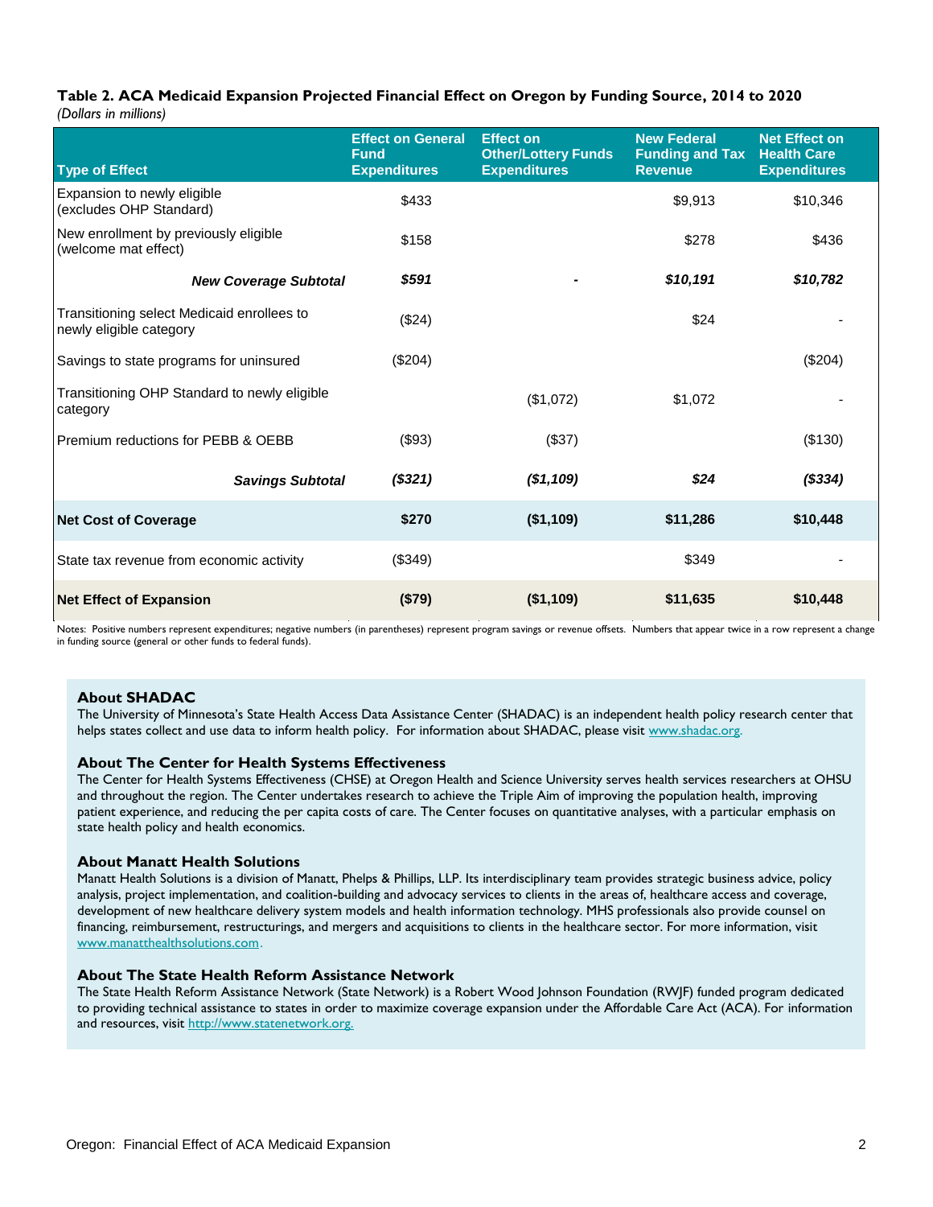**Table 2. ACA Medicaid Expansion Projected Financial Effect on Oregon by Funding Source, 2014 to 2020**
*(Dollars in millions)*

| Type of Effect | Effect on General Fund Expenditures | Effect on Other/Lottery Funds Expenditures | New Federal Funding and Tax Revenue | Net Effect on Health Care Expenditures |
|---|---|---|---|---|
| Expansion to newly eligible (excludes OHP Standard) | $433 | | $9,913 | $10,346 |
| New enrollment by previously eligible (welcome mat effect) | $158 | | $278 | $436 |
| ***New Coverage Subtotal*** | ***$591*** | ***-*** | ***$10,191*** | ***$10,782*** |
| Transitioning select Medicaid enrollees to newly eligible category | ($24) | | $24 | - |
| Savings to state programs for uninsured | ($204) | | | ($204) |
| Transitioning OHP Standard to newly eligible category | | ($1,072) | $1,072 | - |
| Premium reductions for PEBB & OEBB | ($93) | ($37) | | ($130) |
| ***Savings Subtotal*** | ***($321)*** | ***($1,109)*** | ***$24*** | ***($334)*** |
| **Net Cost of Coverage** | **$270** | **($1,109)** | **$11,286** | **$10,448** |
| State tax revenue from economic activity | ($349) | | $349 | - |
| **Net Effect of Expansion** | **($79)** | **($1,109)** | **$11,635** | **$10,448** |

Notes: Positive numbers represent expenditures; negative numbers (in parentheses) represent program savings or revenue offsets. Numbers that appear twice in a row represent a change in funding source (general or other funds to federal funds).

### About SHADAC

The University of Minnesota's State Health Access Data Assistance Center (SHADAC) is an independent health policy research center that helps states collect and use data to inform health policy. For information about SHADAC, please visit www.shadac.org.

### About The Center for Health Systems Effectiveness

The Center for Health Systems Effectiveness (CHSE) at Oregon Health and Science University serves health services researchers at OHSU and throughout the region. The Center undertakes research to achieve the Triple Aim of improving the population health, improving patient experience, and reducing the per capita costs of care. The Center focuses on quantitative analyses, with a particular emphasis on state health policy and health economics.

### About Manatt Health Solutions

Manatt Health Solutions is a division of Manatt, Phelps & Phillips, LLP. Its interdisciplinary team provides strategic business advice, policy analysis, project implementation, and coalition-building and advocacy services to clients in the areas of, healthcare access and coverage, development of new healthcare delivery system models and health information technology. MHS professionals also provide counsel on financing, reimbursement, restructurings, and mergers and acquisitions to clients in the healthcare sector. For more information, visit www.manatthealthsolutions.com.

### About The State Health Reform Assistance Network

The State Health Reform Assistance Network (State Network) is a Robert Wood Johnson Foundation (RWJF) funded program dedicated to providing technical assistance to states in order to maximize coverage expansion under the Affordable Care Act (ACA). For information and resources, visit http://www.statenetwork.org.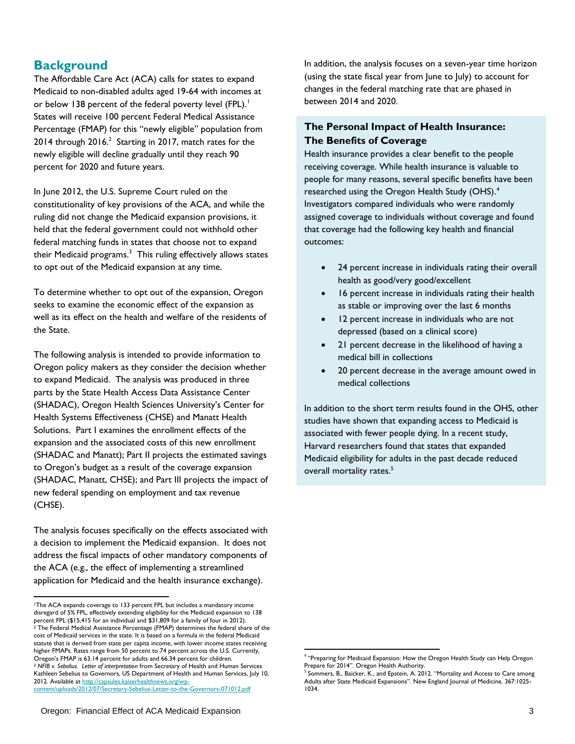## Background

The Affordable Care Act (ACA) calls for states to expand Medicaid to non-disabled adults aged 19-64 with incomes at or below 138 percent of the federal poverty level (FPL).[1] States will receive 100 percent Federal Medical Assistance Percentage (FMAP) for this "newly eligible" population from 2014 through 2016.[2] Starting in 2017, match rates for the newly eligible will decline gradually until they reach 90 percent for 2020 and future years.

In June 2012, the U.S. Supreme Court ruled on the constitutionality of key provisions of the ACA, and while the ruling did not change the Medicaid expansion provisions, it held that the federal government could not withhold other federal matching funds in states that choose not to expand their Medicaid programs.[3] This ruling effectively allows states to opt out of the Medicaid expansion at any time.

To determine whether to opt out of the expansion, Oregon seeks to examine the economic effect of the expansion as well as its effect on the health and welfare of the residents of the State.

The following analysis is intended to provide information to Oregon policy makers as they consider the decision whether to expand Medicaid. The analysis was produced in three parts by the State Health Access Data Assistance Center (SHADAC), Oregon Health Sciences University's Center for Health Systems Effectiveness (CHSE) and Manatt Health Solutions. Part I examines the enrollment effects of the expansion and the associated costs of this new enrollment (SHADAC and Manatt); Part II projects the estimated savings to Oregon's budget as a result of the coverage expansion (SHADAC, Manatt, CHSE); and Part III projects the impact of new federal spending on employment and tax revenue (CHSE).

The analysis focuses specifically on the effects associated with a decision to implement the Medicaid expansion. It does not address the fiscal impacts of other mandatory components of the ACA (e.g., the effect of implementing a streamlined application for Medicaid and the health insurance exchange).

In addition, the analysis focuses on a seven-year time horizon (using the state fiscal year from June to July) to account for changes in the federal matching rate that are phased in between 2014 and 2020.

### The Personal Impact of Health Insurance: The Benefits of Coverage

Health insurance provides a clear benefit to the people receiving coverage. While health insurance is valuable to people for many reasons, several specific benefits have been researched using the Oregon Health Study (OHS).[4] Investigators compared individuals who were randomly assigned coverage to individuals without coverage and found that coverage had the following key health and financial outcomes:

- 24 percent increase in individuals rating their overall health as good/very good/excellent
- 16 percent increase in individuals rating their health as stable or improving over the last 6 months
- 12 percent increase in individuals who are not depressed (based on a clinical score)
- 21 percent decrease in the likelihood of having a medical bill in collections
- 20 percent decrease in the average amount owed in medical collections

In addition to the short term results found in the OHS, other studies have shown that expanding access to Medicaid is associated with fewer people dying. In a recent study, Harvard researchers found that states that expanded Medicaid eligibility for adults in the past decade reduced overall mortality rates.[5]

---

[1] The ACA expands coverage to 133 percent FPL but includes a mandatory income disregard of 5% FPL, effectively extending eligibility for the Medicaid expansion to 138 percent FPL ($15,415 for an individual and $31,809 for a family of four in 2012).

[2] The Federal Medical Assistance Percentage (FMAP) determines the federal share of the cost of Medicaid services in the state. It is based on a formula in the federal Medicaid statute that is derived from state per capita income, with lower income states receiving higher FMAPs. Rates range from 50 percent to 74 percent across the U.S. Currently, Oregon's FMAP is 63.14 percent for adults and 66.34 percent for children.

[3] *NFIB v. Sebelius. Letter of interpretation* from Secretary of Health and Human Services Kathleen Sebelius to Governors, US Department of Health and Human Services, July 10, 2012. Available at http://capsules.kaiserhealthnews.org/wp-content/uploads/2012/07/Secretary-Sebelius-Letter-to-the-Governors-071012.pdf

[4] "Preparing for Medicaid Expansion: How the Oregon Health Study can Help Oregon Prepare for 2014". Oregon Health Authority.

[5] Sommers, B., Baicker, K., and Epstein, A. 2012. "Mortality and Access to Care among Adults after State Medicaid Expansions". New England Journal of Medicine. 367:1025-1034.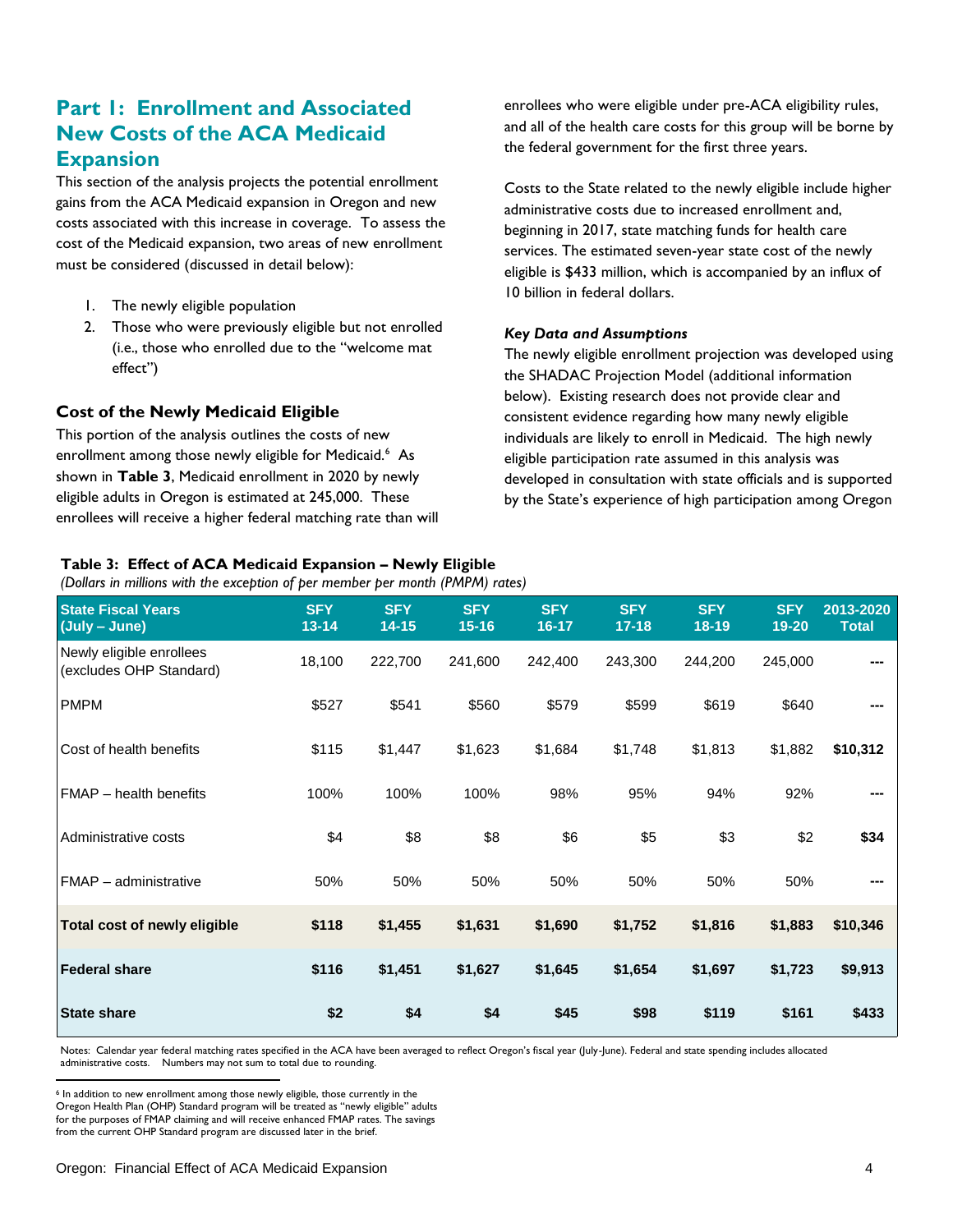## Part I: Enrollment and Associated New Costs of the ACA Medicaid Expansion

This section of the analysis projects the potential enrollment gains from the ACA Medicaid expansion in Oregon and new costs associated with this increase in coverage. To assess the cost of the Medicaid expansion, two areas of new enrollment must be considered (discussed in detail below):

1. The newly eligible population
2. Those who were previously eligible but not enrolled (i.e., those who enrolled due to the "welcome mat effect")

### Cost of the Newly Medicaid Eligible

This portion of the analysis outlines the costs of new enrollment among those newly eligible for Medicaid.[6] As shown in **Table 3**, Medicaid enrollment in 2020 by newly eligible adults in Oregon is estimated at 245,000. These enrollees will receive a higher federal matching rate than will enrollees who were eligible under pre-ACA eligibility rules, and all of the health care costs for this group will be borne by the federal government for the first three years.

Costs to the State related to the newly eligible include higher administrative costs due to increased enrollment and, beginning in 2017, state matching funds for health care services. The estimated seven-year state cost of the newly eligible is $433 million, which is accompanied by an influx of 10 billion in federal dollars.

#### *Key Data and Assumptions*

The newly eligible enrollment projection was developed using the SHADAC Projection Model (additional information below). Existing research does not provide clear and consistent evidence regarding how many newly eligible individuals are likely to enroll in Medicaid. The high newly eligible participation rate assumed in this analysis was developed in consultation with state officials and is supported by the State's experience of high participation among Oregon

**Table 3: Effect of ACA Medicaid Expansion – Newly Eligible**
*(Dollars in millions with the exception of per member per month (PMPM) rates)*

| State Fiscal Years (July – June) | SFY 13-14 | SFY 14-15 | SFY 15-16 | SFY 16-17 | SFY 17-18 | SFY 18-19 | SFY 19-20 | 2013-2020 Total |
|---|---|---|---|---|---|---|---|---|
| Newly eligible enrollees (excludes OHP Standard) | 18,100 | 222,700 | 241,600 | 242,400 | 243,300 | 244,200 | 245,000 | --- |
| PMPM | $527 | $541 | $560 | $579 | $599 | $619 | $640 | --- |
| Cost of health benefits | $115 | $1,447 | $1,623 | $1,684 | $1,748 | $1,813 | $1,882 | **$10,312** |
| FMAP – health benefits | 100% | 100% | 100% | 98% | 95% | 94% | 92% | --- |
| Administrative costs | $4 | $8 | $8 | $6 | $5 | $3 | $2 | **$34** |
| FMAP – administrative | 50% | 50% | 50% | 50% | 50% | 50% | 50% | --- |
| **Total cost of newly eligible** | **$118** | **$1,455** | **$1,631** | **$1,690** | **$1,752** | **$1,816** | **$1,883** | **$10,346** |
| **Federal share** | **$116** | **$1,451** | **$1,627** | **$1,645** | **$1,654** | **$1,697** | **$1,723** | **$9,913** |
| **State share** | **$2** | **$4** | **$4** | **$45** | **$98** | **$119** | **$161** | **$433** |

Notes: Calendar year federal matching rates specified in the ACA have been averaged to reflect Oregon's fiscal year (July-June). Federal and state spending includes allocated administrative costs. Numbers may not sum to total due to rounding.

[6] In addition to new enrollment among those newly eligible, those currently in the Oregon Health Plan (OHP) Standard program will be treated as "newly eligible" adults for the purposes of FMAP claiming and will receive enhanced FMAP rates. The savings from the current OHP Standard program are discussed later in the brief.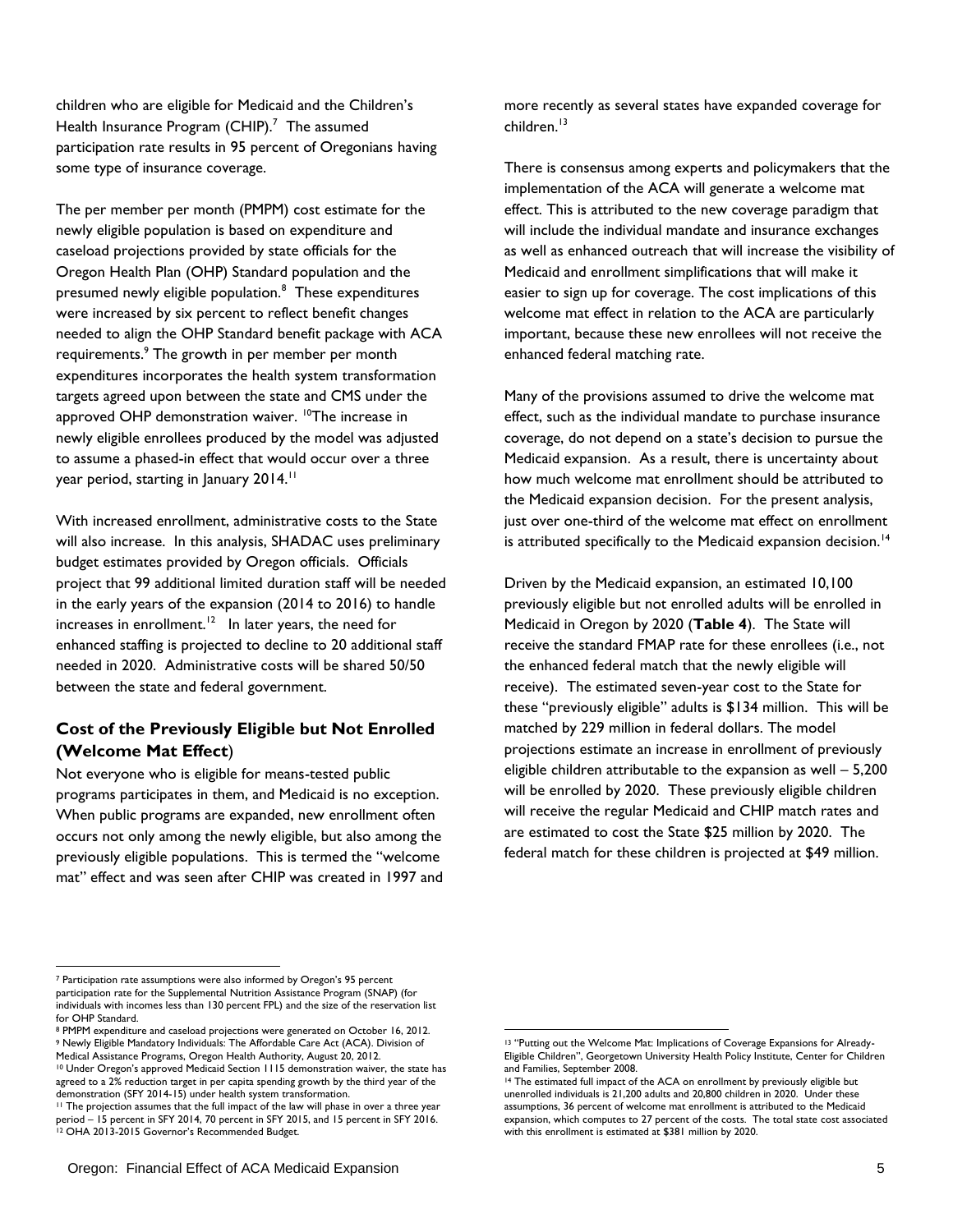children who are eligible for Medicaid and the Children's Health Insurance Program (CHIP).[7] The assumed participation rate results in 95 percent of Oregonians having some type of insurance coverage.

The per member per month (PMPM) cost estimate for the newly eligible population is based on expenditure and caseload projections provided by state officials for the Oregon Health Plan (OHP) Standard population and the presumed newly eligible population.[8] These expenditures were increased by six percent to reflect benefit changes needed to align the OHP Standard benefit package with ACA requirements.[9] The growth in per member per month expenditures incorporates the health system transformation targets agreed upon between the state and CMS under the approved OHP demonstration waiver. [10]The increase in newly eligible enrollees produced by the model was adjusted to assume a phased-in effect that would occur over a three year period, starting in January 2014.[11]

With increased enrollment, administrative costs to the State will also increase. In this analysis, SHADAC uses preliminary budget estimates provided by Oregon officials. Officials project that 99 additional limited duration staff will be needed in the early years of the expansion (2014 to 2016) to handle increases in enrollment.[12] In later years, the need for enhanced staffing is projected to decline to 20 additional staff needed in 2020. Administrative costs will be shared 50/50 between the state and federal government.

### Cost of the Previously Eligible but Not Enrolled (Welcome Mat Effect)

Not everyone who is eligible for means-tested public programs participates in them, and Medicaid is no exception. When public programs are expanded, new enrollment often occurs not only among the newly eligible, but also among the previously eligible populations. This is termed the "welcome mat" effect and was seen after CHIP was created in 1997 and more recently as several states have expanded coverage for children.[13]

There is consensus among experts and policymakers that the implementation of the ACA will generate a welcome mat effect. This is attributed to the new coverage paradigm that will include the individual mandate and insurance exchanges as well as enhanced outreach that will increase the visibility of Medicaid and enrollment simplifications that will make it easier to sign up for coverage. The cost implications of this welcome mat effect in relation to the ACA are particularly important, because these new enrollees will not receive the enhanced federal matching rate.

Many of the provisions assumed to drive the welcome mat effect, such as the individual mandate to purchase insurance coverage, do not depend on a state's decision to pursue the Medicaid expansion. As a result, there is uncertainty about how much welcome mat enrollment should be attributed to the Medicaid expansion decision. For the present analysis, just over one-third of the welcome mat effect on enrollment is attributed specifically to the Medicaid expansion decision.[14]

Driven by the Medicaid expansion, an estimated 10,100 previously eligible but not enrolled adults will be enrolled in Medicaid in Oregon by 2020 (**Table 4**). The State will receive the standard FMAP rate for these enrollees (i.e., not the enhanced federal match that the newly eligible will receive). The estimated seven-year cost to the State for these "previously eligible" adults is $134 million. This will be matched by 229 million in federal dollars. The model projections estimate an increase in enrollment of previously eligible children attributable to the expansion as well – 5,200 will be enrolled by 2020. These previously eligible children will receive the regular Medicaid and CHIP match rates and are estimated to cost the State $25 million by 2020. The federal match for these children is projected at $49 million.

---

[7] Participation rate assumptions were also informed by Oregon's 95 percent participation rate for the Supplemental Nutrition Assistance Program (SNAP) (for individuals with incomes less than 130 percent FPL) and the size of the reservation list for OHP Standard.

[8] PMPM expenditure and caseload projections were generated on October 16, 2012.

[9] Newly Eligible Mandatory Individuals: The Affordable Care Act (ACA). Division of Medical Assistance Programs, Oregon Health Authority, August 20, 2012.

[10] Under Oregon's approved Medicaid Section 1115 demonstration waiver, the state has agreed to a 2% reduction target in per capita spending growth by the third year of the demonstration (SFY 2014-15) under health system transformation.

[11] The projection assumes that the full impact of the law will phase in over a three year period – 15 percent in SFY 2014, 70 percent in SFY 2015, and 15 percent in SFY 2016.

[12] OHA 2013-2015 Governor's Recommended Budget.

[13] "Putting out the Welcome Mat: Implications of Coverage Expansions for Already-Eligible Children", Georgetown University Health Policy Institute, Center for Children and Families, September 2008.

[14] The estimated full impact of the ACA on enrollment by previously eligible but unenrolled individuals is 21,200 adults and 20,800 children in 2020. Under these assumptions, 36 percent of welcome mat enrollment is attributed to the Medicaid expansion, which computes to 27 percent of the costs. The total state cost associated with this enrollment is estimated at $381 million by 2020.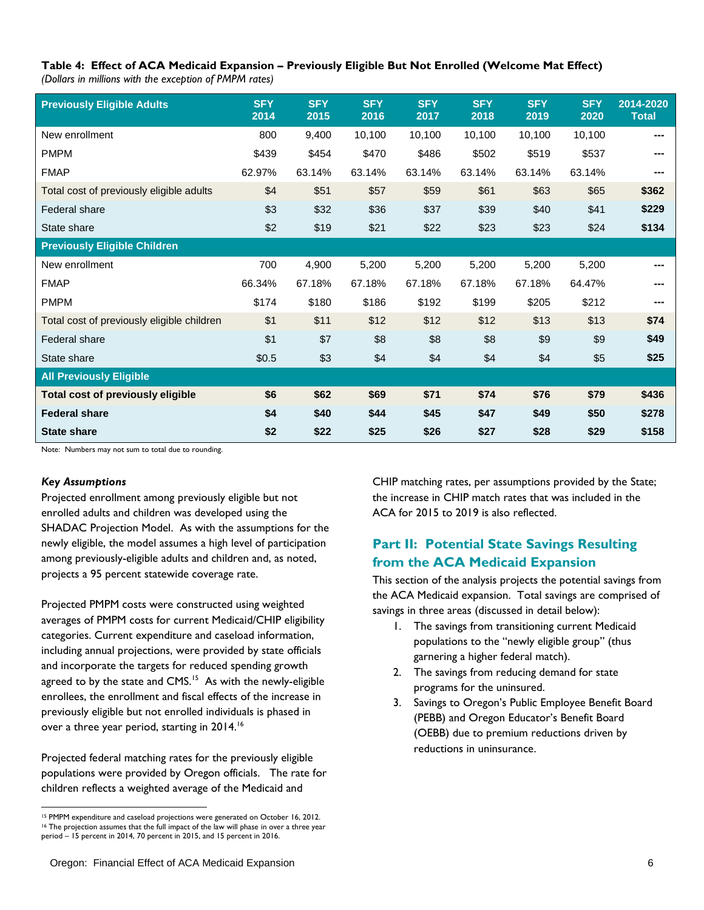**Table 4: Effect of ACA Medicaid Expansion – Previously Eligible But Not Enrolled (Welcome Mat Effect)**
*(Dollars in millions with the exception of PMPM rates)*

| Previously Eligible Adults | SFY 2014 | SFY 2015 | SFY 2016 | SFY 2017 | SFY 2018 | SFY 2019 | SFY 2020 | 2014-2020 Total |
|---|---|---|---|---|---|---|---|---|
| New enrollment | 800 | 9,400 | 10,100 | 10,100 | 10,100 | 10,100 | 10,100 | --- |
| PMPM | $439 | $454 | $470 | $486 | $502 | $519 | $537 | --- |
| FMAP | 62.97% | 63.14% | 63.14% | 63.14% | 63.14% | 63.14% | 63.14% | --- |
| Total cost of previously eligible adults | $4 | $51 | $57 | $59 | $61 | $63 | $65 | **$362** |
| Federal share | $3 | $32 | $36 | $37 | $39 | $40 | $41 | **$229** |
| State share | $2 | $19 | $21 | $22 | $23 | $23 | $24 | **$134** |
| **Previously Eligible Children** | | | | | | | | |
| New enrollment | 700 | 4,900 | 5,200 | 5,200 | 5,200 | 5,200 | 5,200 | --- |
| FMAP | 66.34% | 67.18% | 67.18% | 67.18% | 67.18% | 67.18% | 64.47% | --- |
| PMPM | $174 | $180 | $186 | $192 | $199 | $205 | $212 | --- |
| Total cost of previously eligible children | $1 | $11 | $12 | $12 | $12 | $13 | $13 | **$74** |
| Federal share | $1 | $7 | $8 | $8 | $8 | $9 | $9 | **$49** |
| State share | $0.5 | $3 | $4 | $4 | $4 | $4 | $5 | **$25** |
| **All Previously Eligible** | | | | | | | | |
| **Total cost of previously eligible** | **$6** | **$62** | **$69** | **$71** | **$74** | **$76** | **$79** | **$436** |
| **Federal share** | **$4** | **$40** | **$44** | **$45** | **$47** | **$49** | **$50** | **$278** |
| **State share** | **$2** | **$22** | **$25** | **$26** | **$27** | **$28** | **$29** | **$158** |

Note: Numbers may not sum to total due to rounding.

***Key Assumptions***

Projected enrollment among previously eligible but not enrolled adults and children was developed using the SHADAC Projection Model. As with the assumptions for the newly eligible, the model assumes a high level of participation among previously-eligible adults and children and, as noted, projects a 95 percent statewide coverage rate.

Projected PMPM costs were constructed using weighted averages of PMPM costs for current Medicaid/CHIP eligibility categories. Current expenditure and caseload information, including annual projections, were provided by state officials and incorporate the targets for reduced spending growth agreed to by the state and CMS.[15] As with the newly-eligible enrollees, the enrollment and fiscal effects of the increase in previously eligible but not enrolled individuals is phased in over a three year period, starting in 2014.[16]

Projected federal matching rates for the previously eligible populations were provided by Oregon officials. The rate for children reflects a weighted average of the Medicaid and CHIP matching rates, per assumptions provided by the State; the increase in CHIP match rates that was included in the ACA for 2015 to 2019 is also reflected.

## Part II: Potential State Savings Resulting from the ACA Medicaid Expansion

This section of the analysis projects the potential savings from the ACA Medicaid expansion. Total savings are comprised of savings in three areas (discussed in detail below):

1. The savings from transitioning current Medicaid populations to the "newly eligible group" (thus garnering a higher federal match).
2. The savings from reducing demand for state programs for the uninsured.
3. Savings to Oregon's Public Employee Benefit Board (PEBB) and Oregon Educator's Benefit Board (OEBB) due to premium reductions driven by reductions in uninsurance.

[15] PMPM expenditure and caseload projections were generated on October 16, 2012.
[16] The projection assumes that the full impact of the law will phase in over a three year period – 15 percent in 2014, 70 percent in 2015, and 15 percent in 2016.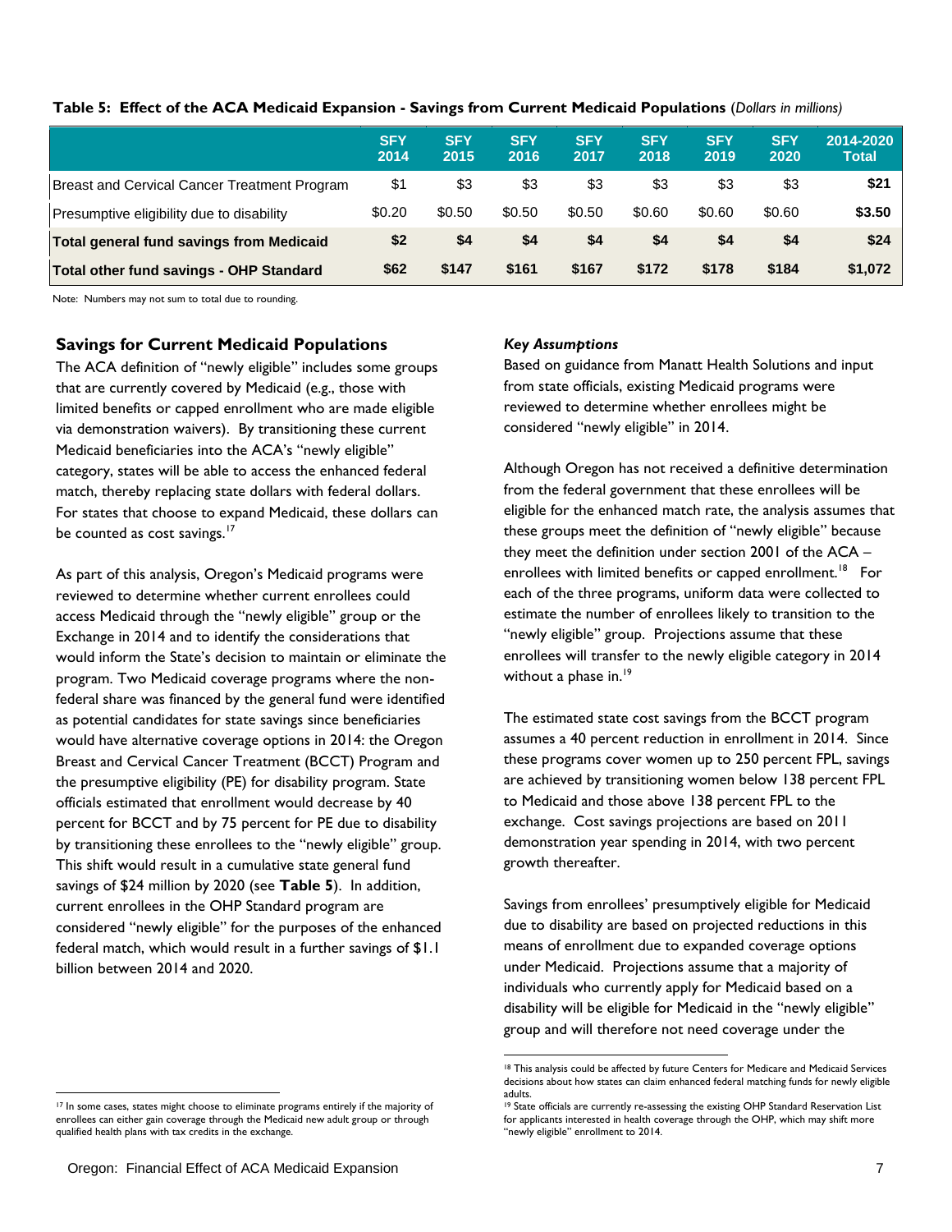**Table 5: Effect of the ACA Medicaid Expansion - Savings from Current Medicaid Populations** (*Dollars in millions*)

| | SFY 2014 | SFY 2015 | SFY 2016 | SFY 2017 | SFY 2018 | SFY 2019 | SFY 2020 | 2014-2020 Total |
|---|---|---|---|---|---|---|---|---|
| Breast and Cervical Cancer Treatment Program | $1 | $3 | $3 | $3 | $3 | $3 | $3 | **$21** |
| Presumptive eligibility due to disability | $0.20 | $0.50 | $0.50 | $0.50 | $0.60 | $0.60 | $0.60 | **$3.50** |
| **Total general fund savings from Medicaid** | **$2** | **$4** | **$4** | **$4** | **$4** | **$4** | **$4** | **$24** |
| **Total other fund savings - OHP Standard** | **$62** | **$147** | **$161** | **$167** | **$172** | **$178** | **$184** | **$1,072** |

Note: Numbers may not sum to total due to rounding.

## Savings for Current Medicaid Populations

The ACA definition of "newly eligible" includes some groups that are currently covered by Medicaid (e.g., those with limited benefits or capped enrollment who are made eligible via demonstration waivers). By transitioning these current Medicaid beneficiaries into the ACA's "newly eligible" category, states will be able to access the enhanced federal match, thereby replacing state dollars with federal dollars. For states that choose to expand Medicaid, these dollars can be counted as cost savings.[17]

As part of this analysis, Oregon's Medicaid programs were reviewed to determine whether current enrollees could access Medicaid through the "newly eligible" group or the Exchange in 2014 and to identify the considerations that would inform the State's decision to maintain or eliminate the program. Two Medicaid coverage programs where the non-federal share was financed by the general fund were identified as potential candidates for state savings since beneficiaries would have alternative coverage options in 2014: the Oregon Breast and Cervical Cancer Treatment (BCCT) Program and the presumptive eligibility (PE) for disability program. State officials estimated that enrollment would decrease by 40 percent for BCCT and by 75 percent for PE due to disability by transitioning these enrollees to the "newly eligible" group. This shift would result in a cumulative state general fund savings of $24 million by 2020 (see **Table 5**). In addition, current enrollees in the OHP Standard program are considered "newly eligible" for the purposes of the enhanced federal match, which would result in a further savings of $1.1 billion between 2014 and 2020.

### *Key Assumptions*

Based on guidance from Manatt Health Solutions and input from state officials, existing Medicaid programs were reviewed to determine whether enrollees might be considered "newly eligible" in 2014.

Although Oregon has not received a definitive determination from the federal government that these enrollees will be eligible for the enhanced match rate, the analysis assumes that these groups meet the definition of "newly eligible" because they meet the definition under section 2001 of the ACA – enrollees with limited benefits or capped enrollment.[18] For each of the three programs, uniform data were collected to estimate the number of enrollees likely to transition to the "newly eligible" group. Projections assume that these enrollees will transfer to the newly eligible category in 2014 without a phase in.[19]

The estimated state cost savings from the BCCT program assumes a 40 percent reduction in enrollment in 2014. Since these programs cover women up to 250 percent FPL, savings are achieved by transitioning women below 138 percent FPL to Medicaid and those above 138 percent FPL to the exchange. Cost savings projections are based on 2011 demonstration year spending in 2014, with two percent growth thereafter.

Savings from enrollees' presumptively eligible for Medicaid due to disability are based on projected reductions in this means of enrollment due to expanded coverage options under Medicaid. Projections assume that a majority of individuals who currently apply for Medicaid based on a disability will be eligible for Medicaid in the "newly eligible" group and will therefore not need coverage under the

[17] In some cases, states might choose to eliminate programs entirely if the majority of enrollees can either gain coverage through the Medicaid new adult group or through qualified health plans with tax credits in the exchange.

[18] This analysis could be affected by future Centers for Medicare and Medicaid Services decisions about how states can claim enhanced federal matching funds for newly eligible adults.

[19] State officials are currently re-assessing the existing OHP Standard Reservation List for applicants interested in health coverage through the OHP, which may shift more "newly eligible" enrollment to 2014.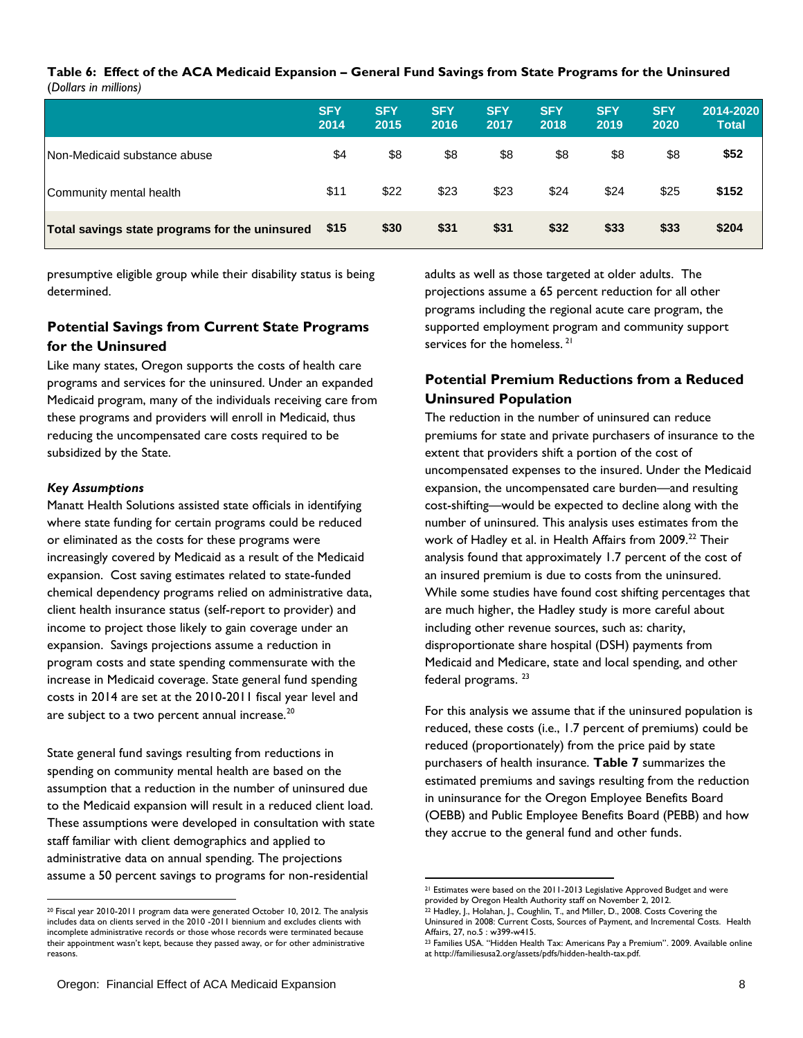**Table 6: Effect of the ACA Medicaid Expansion – General Fund Savings from State Programs for the Uninsured**
*(Dollars in millions)*

| | SFY 2014 | SFY 2015 | SFY 2016 | SFY 2017 | SFY 2018 | SFY 2019 | SFY 2020 | 2014-2020 Total |
|---|---|---|---|---|---|---|---|---|
| Non-Medicaid substance abuse | $4 | $8 | $8 | $8 | $8 | $8 | $8 | **$52** |
| Community mental health | $11 | $22 | $23 | $23 | $24 | $24 | $25 | **$152** |
| **Total savings state programs for the uninsured** | **$15** | **$30** | **$31** | **$31** | **$32** | **$33** | **$33** | **$204** |

presumptive eligible group while their disability status is being determined.

## Potential Savings from Current State Programs for the Uninsured

Like many states, Oregon supports the costs of health care programs and services for the uninsured. Under an expanded Medicaid program, many of the individuals receiving care from these programs and providers will enroll in Medicaid, thus reducing the uncompensated care costs required to be subsidized by the State.

***Key Assumptions***

Manatt Health Solutions assisted state officials in identifying where state funding for certain programs could be reduced or eliminated as the costs for these programs were increasingly covered by Medicaid as a result of the Medicaid expansion. Cost saving estimates related to state-funded chemical dependency programs relied on administrative data, client health insurance status (self-report to provider) and income to project those likely to gain coverage under an expansion. Savings projections assume a reduction in program costs and state spending commensurate with the increase in Medicaid coverage. State general fund spending costs in 2014 are set at the 2010-2011 fiscal year level and are subject to a two percent annual increase.[20]

State general fund savings resulting from reductions in spending on community mental health are based on the assumption that a reduction in the number of uninsured due to the Medicaid expansion will result in a reduced client load. These assumptions were developed in consultation with state staff familiar with client demographics and applied to administrative data on annual spending. The projections assume a 50 percent savings to programs for non-residential adults as well as those targeted at older adults. The projections assume a 65 percent reduction for all other programs including the regional acute care program, the supported employment program and community support services for the homeless.[21]

## Potential Premium Reductions from a Reduced Uninsured Population

The reduction in the number of uninsured can reduce premiums for state and private purchasers of insurance to the extent that providers shift a portion of the cost of uncompensated expenses to the insured. Under the Medicaid expansion, the uncompensated care burden—and resulting cost-shifting—would be expected to decline along with the number of uninsured. This analysis uses estimates from the work of Hadley et al. in Health Affairs from 2009.[22] Their analysis found that approximately 1.7 percent of the cost of an insured premium is due to costs from the uninsured. While some studies have found cost shifting percentages that are much higher, the Hadley study is more careful about including other revenue sources, such as: charity, disproportionate share hospital (DSH) payments from Medicaid and Medicare, state and local spending, and other federal programs.[23]

For this analysis we assume that if the uninsured population is reduced, these costs (i.e., 1.7 percent of premiums) could be reduced (proportionately) from the price paid by state purchasers of health insurance. **Table 7** summarizes the estimated premiums and savings resulting from the reduction in uninsurance for the Oregon Employee Benefits Board (OEBB) and Public Employee Benefits Board (PEBB) and how they accrue to the general fund and other funds.

---

[20] Fiscal year 2010-2011 program data were generated October 10, 2012. The analysis includes data on clients served in the 2010 -2011 biennium and excludes clients with incomplete administrative records or those whose records were terminated because their appointment wasn't kept, because they passed away, or for other administrative reasons.

[21] Estimates were based on the 2011-2013 Legislative Approved Budget and were provided by Oregon Health Authority staff on November 2, 2012.

[22] Hadley, J., Holahan, J., Coughlin, T., and Miller, D., 2008. Costs Covering the Uninsured in 2008: Current Costs, Sources of Payment, and Incremental Costs. Health Affairs, 27, no.5 : w399-w415.

[23] Families USA. "Hidden Health Tax: Americans Pay a Premium". 2009. Available online at http://familiesusa2.org/assets/pdfs/hidden-health-tax.pdf.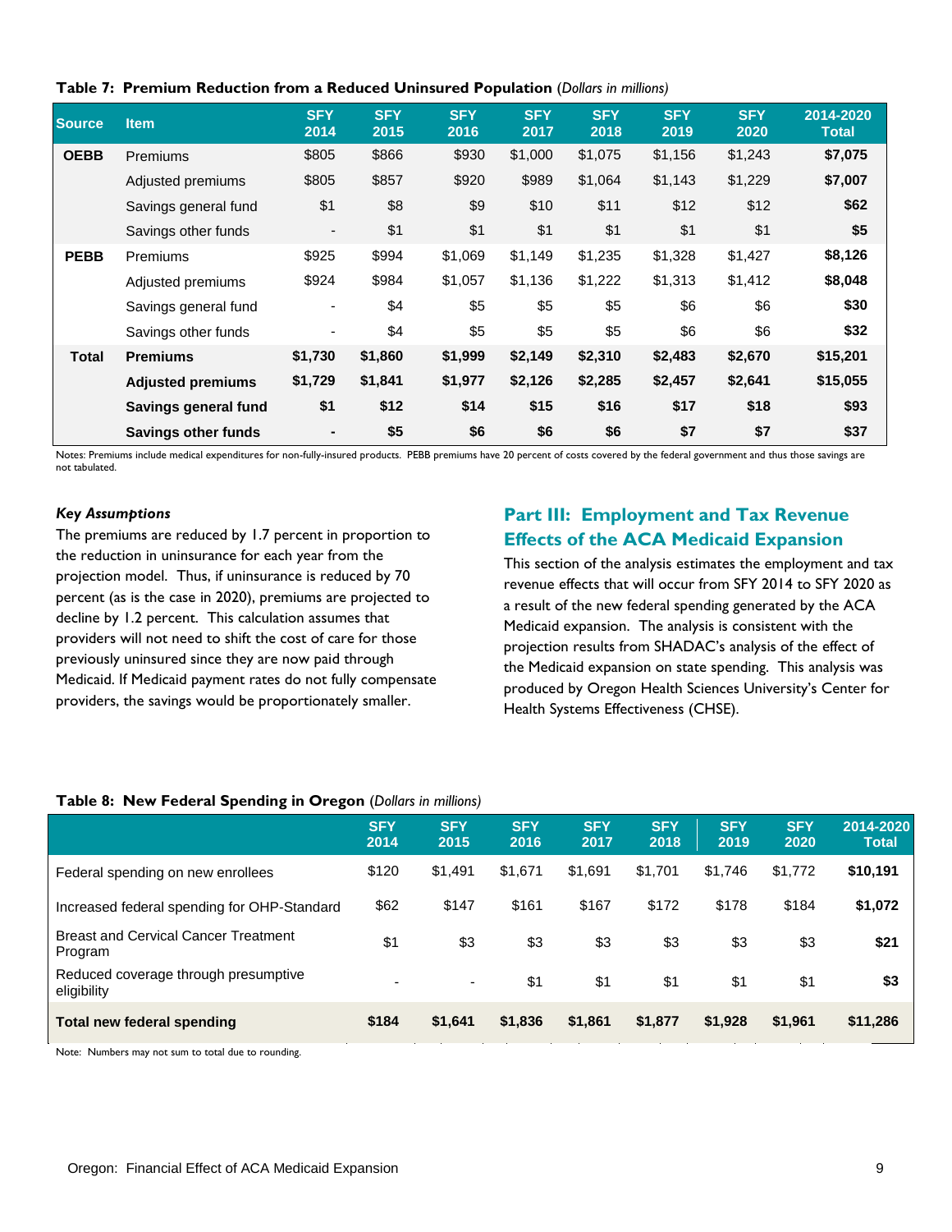**Table 7: Premium Reduction from a Reduced Uninsured Population** (*Dollars in millions*)

| Source | Item | SFY 2014 | SFY 2015 | SFY 2016 | SFY 2017 | SFY 2018 | SFY 2019 | SFY 2020 | 2014-2020 Total |
|---|---|---|---|---|---|---|---|---|---|
| **OEBB** | Premiums | $805 | $866 | $930 | $1,000 | $1,075 | $1,156 | $1,243 | **$7,075** |
| | Adjusted premiums | $805 | $857 | $920 | $989 | $1,064 | $1,143 | $1,229 | **$7,007** |
| | Savings general fund | $1 | $8 | $9 | $10 | $11 | $12 | $12 | **$62** |
| | Savings other funds | - | $1 | $1 | $1 | $1 | $1 | $1 | **$5** |
| **PEBB** | Premiums | $925 | $994 | $1,069 | $1,149 | $1,235 | $1,328 | $1,427 | **$8,126** |
| | Adjusted premiums | $924 | $984 | $1,057 | $1,136 | $1,222 | $1,313 | $1,412 | **$8,048** |
| | Savings general fund | - | $4 | $5 | $5 | $5 | $6 | $6 | **$30** |
| | Savings other funds | - | $4 | $5 | $5 | $5 | $6 | $6 | **$32** |
| **Total** | **Premiums** | **$1,730** | **$1,860** | **$1,999** | **$2,149** | **$2,310** | **$2,483** | **$2,670** | **$15,201** |
| | **Adjusted premiums** | **$1,729** | **$1,841** | **$1,977** | **$2,126** | **$2,285** | **$2,457** | **$2,641** | **$15,055** |
| | **Savings general fund** | **$1** | **$12** | **$14** | **$15** | **$16** | **$17** | **$18** | **$93** |
| | **Savings other funds** | **-** | **$5** | **$6** | **$6** | **$6** | **$7** | **$7** | **$37** |

Notes: Premiums include medical expenditures for non-fully-insured products. PEBB premiums have 20 percent of costs covered by the federal government and thus those savings are not tabulated.

***Key Assumptions***

The premiums are reduced by 1.7 percent in proportion to the reduction in uninsurance for each year from the projection model. Thus, if uninsurance is reduced by 70 percent (as is the case in 2020), premiums are projected to decline by 1.2 percent. This calculation assumes that providers will not need to shift the cost of care for those previously uninsured since they are now paid through Medicaid. If Medicaid payment rates do not fully compensate providers, the savings would be proportionately smaller.

## Part III: Employment and Tax Revenue Effects of the ACA Medicaid Expansion

This section of the analysis estimates the employment and tax revenue effects that will occur from SFY 2014 to SFY 2020 as a result of the new federal spending generated by the ACA Medicaid expansion. The analysis is consistent with the projection results from SHADAC's analysis of the effect of the Medicaid expansion on state spending. This analysis was produced by Oregon Health Sciences University's Center for Health Systems Effectiveness (CHSE).

**Table 8: New Federal Spending in Oregon** (*Dollars in millions*)

| | SFY 2014 | SFY 2015 | SFY 2016 | SFY 2017 | SFY 2018 | SFY 2019 | SFY 2020 | 2014-2020 Total |
|---|---|---|---|---|---|---|---|---|
| Federal spending on new enrollees | $120 | $1,491 | $1,671 | $1,691 | $1,701 | $1,746 | $1,772 | **$10,191** |
| Increased federal spending for OHP-Standard | $62 | $147 | $161 | $167 | $172 | $178 | $184 | **$1,072** |
| Breast and Cervical Cancer Treatment Program | $1 | $3 | $3 | $3 | $3 | $3 | $3 | **$21** |
| Reduced coverage through presumptive eligibility | - | - | $1 | $1 | $1 | $1 | $1 | **$3** |
| **Total new federal spending** | **$184** | **$1,641** | **$1,836** | **$1,861** | **$1,877** | **$1,928** | **$1,961** | **$11,286** |

Note: Numbers may not sum to total due to rounding.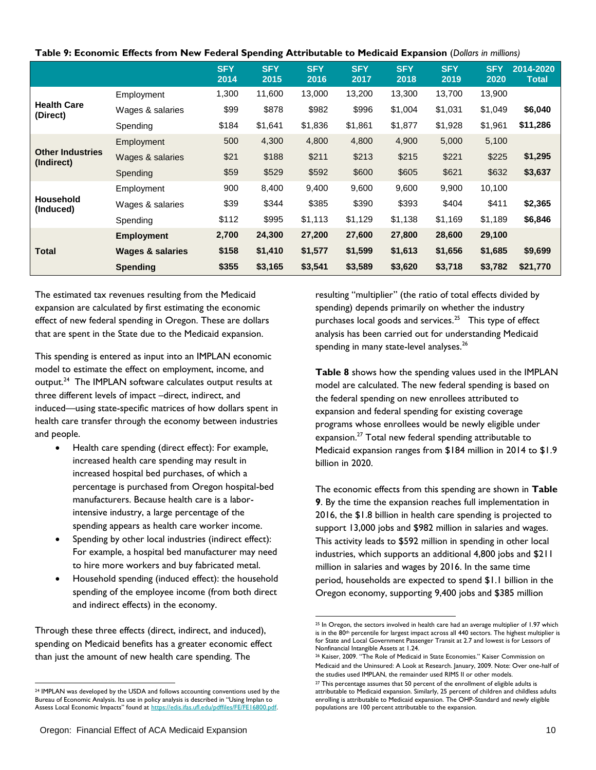**Table 9: Economic Effects from New Federal Spending Attributable to Medicaid Expansion** (*Dollars in millions*)

| | | SFY 2014 | SFY 2015 | SFY 2016 | SFY 2017 | SFY 2018 | SFY 2019 | SFY 2020 | 2014-2020 Total |
|---|---|---|---|---|---|---|---|---|---|
| **Health Care (Direct)** | Employment | 1,300 | 11,600 | 13,000 | 13,200 | 13,300 | 13,700 | 13,900 | |
| | Wages & salaries | $99 | $878 | $982 | $996 | $1,004 | $1,031 | $1,049 | **$6,040** |
| | Spending | $184 | $1,641 | $1,836 | $1,861 | $1,877 | $1,928 | $1,961 | **$11,286** |
| **Other Industries (Indirect)** | Employment | 500 | 4,300 | 4,800 | 4,800 | 4,900 | 5,000 | 5,100 | |
| | Wages & salaries | $21 | $188 | $211 | $213 | $215 | $221 | $225 | **$1,295** |
| | Spending | $59 | $529 | $592 | $600 | $605 | $621 | $632 | **$3,637** |
| **Household (Induced)** | Employment | 900 | 8,400 | 9,400 | 9,600 | 9,600 | 9,900 | 10,100 | |
| | Wages & salaries | $39 | $344 | $385 | $390 | $393 | $404 | $411 | **$2,365** |
| | Spending | $112 | $995 | $1,113 | $1,129 | $1,138 | $1,169 | $1,189 | **$6,846** |
| **Total** | **Employment** | **2,700** | **24,300** | **27,200** | **27,600** | **27,800** | **28,600** | **29,100** | |
| | **Wages & salaries** | **$158** | **$1,410** | **$1,577** | **$1,599** | **$1,613** | **$1,656** | **$1,685** | **$9,699** |
| | **Spending** | **$355** | **$3,165** | **$3,541** | **$3,589** | **$3,620** | **$3,718** | **$3,782** | **$21,770** |

The estimated tax revenues resulting from the Medicaid expansion are calculated by first estimating the economic effect of new federal spending in Oregon. These are dollars that are spent in the State due to the Medicaid expansion.

This spending is entered as input into an IMPLAN economic model to estimate the effect on employment, income, and output.[24] The IMPLAN software calculates output results at three different levels of impact –direct, indirect, and induced—using state-specific matrices of how dollars spent in health care transfer through the economy between industries and people.

- Health care spending (direct effect): For example, increased health care spending may result in increased hospital bed purchases, of which a percentage is purchased from Oregon hospital-bed manufacturers. Because health care is a labor-intensive industry, a large percentage of the spending appears as health care worker income.
- Spending by other local industries (indirect effect): For example, a hospital bed manufacturer may need to hire more workers and buy fabricated metal.
- Household spending (induced effect): the household spending of the employee income (from both direct and indirect effects) in the economy.

Through these three effects (direct, indirect, and induced), spending on Medicaid benefits has a greater economic effect than just the amount of new health care spending. The resulting "multiplier" (the ratio of total effects divided by spending) depends primarily on whether the industry purchases local goods and services.[25] This type of effect analysis has been carried out for understanding Medicaid spending in many state-level analyses.[26]

**Table 8** shows how the spending values used in the IMPLAN model are calculated. The new federal spending is based on the federal spending on new enrollees attributed to expansion and federal spending for existing coverage programs whose enrollees would be newly eligible under expansion.[27] Total new federal spending attributable to Medicaid expansion ranges from $184 million in 2014 to $1.9 billion in 2020.

The economic effects from this spending are shown in **Table 9**. By the time the expansion reaches full implementation in 2016, the $1.8 billion in health care spending is projected to support 13,000 jobs and $982 million in salaries and wages. This activity leads to $592 million in spending in other local industries, which supports an additional 4,800 jobs and $211 million in salaries and wages by 2016. In the same time period, households are expected to spend $1.1 billion in the Oregon economy, supporting 9,400 jobs and $385 million

[24] IMPLAN was developed by the USDA and follows accounting conventions used by the Bureau of Economic Analysis. Its use in policy analysis is described in "Using Implan to Assess Local Economic Impacts" found at https://edis.ifas.ufl.edu/pdffiles/FE/FE16800.pdf.

[25] In Oregon, the sectors involved in health care had an average multiplier of 1.97 which is in the 80th percentile for largest impact across all 440 sectors. The highest multiplier is for State and Local Government Passenger Transit at 2.7 and lowest is for Lessors of Nonfinancial Intangible Assets at 1.24.

[26] Kaiser, 2009. "The Role of Medicaid in State Economies." Kaiser Commission on Medicaid and the Uninsured: A Look at Research. January, 2009. Note: Over one-half of the studies used IMPLAN, the remainder used RIMS II or other models.

[27] This percentage assumes that 50 percent of the enrollment of eligible adults is attributable to Medicaid expansion. Similarly, 25 percent of children and childless adults enrolling is attributable to Medicaid expansion. The OHP-Standard and newly eligible populations are 100 percent attributable to the expansion.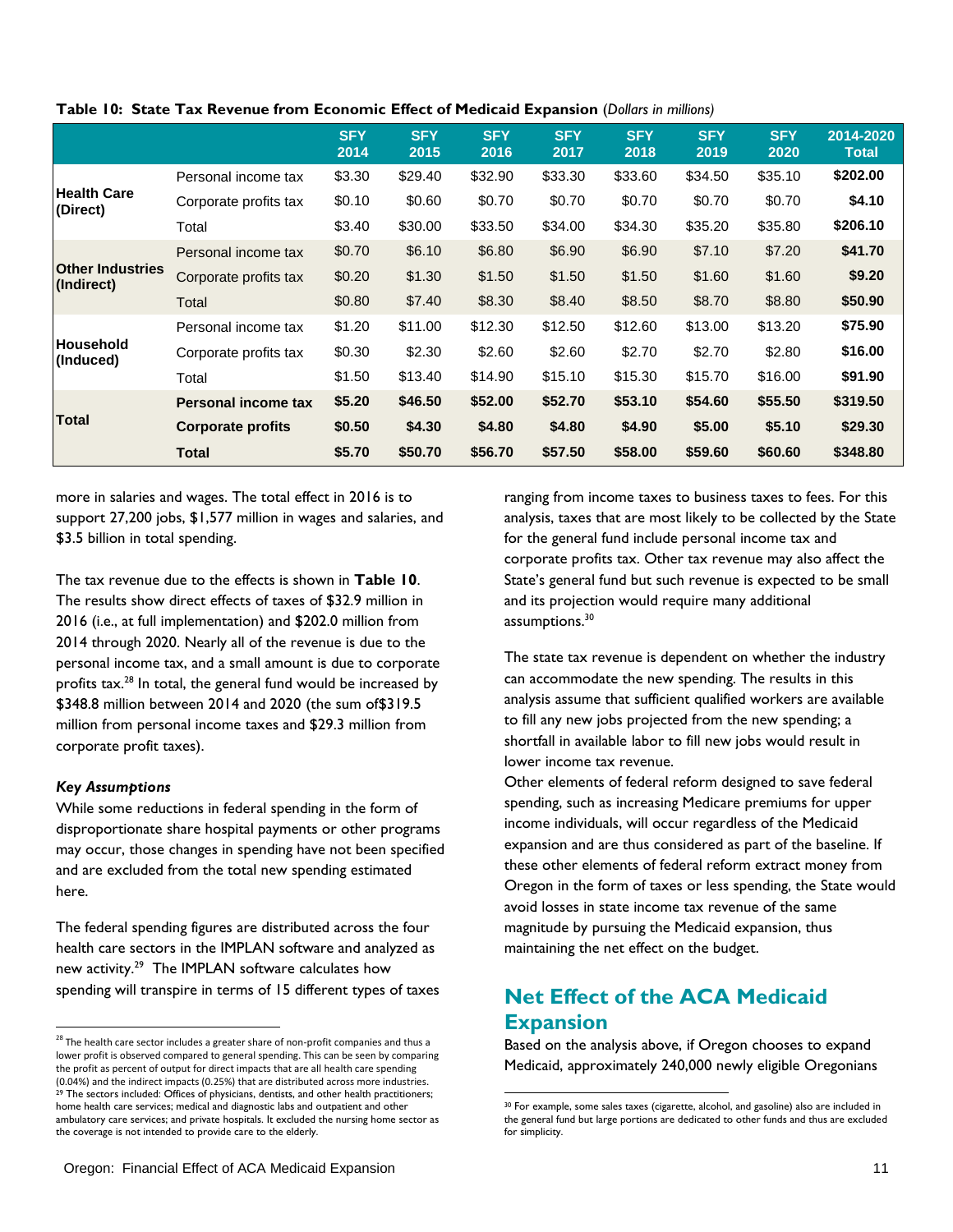**Table 10: State Tax Revenue from Economic Effect of Medicaid Expansion** (*Dollars in millions*)

| | | SFY 2014 | SFY 2015 | SFY 2016 | SFY 2017 | SFY 2018 | SFY 2019 | SFY 2020 | 2014-2020 Total |
|---|---|---|---|---|---|---|---|---|---|
| **Health Care (Direct)** | Personal income tax | $3.30 | $29.40 | $32.90 | $33.30 | $33.60 | $34.50 | $35.10 | **$202.00** |
| | Corporate profits tax | $0.10 | $0.60 | $0.70 | $0.70 | $0.70 | $0.70 | $0.70 | **$4.10** |
| | Total | $3.40 | $30.00 | $33.50 | $34.00 | $34.30 | $35.20 | $35.80 | **$206.10** |
| **Other Industries (Indirect)** | Personal income tax | $0.70 | $6.10 | $6.80 | $6.90 | $6.90 | $7.10 | $7.20 | **$41.70** |
| | Corporate profits tax | $0.20 | $1.30 | $1.50 | $1.50 | $1.50 | $1.60 | $1.60 | **$9.20** |
| | Total | $0.80 | $7.40 | $8.30 | $8.40 | $8.50 | $8.70 | $8.80 | **$50.90** |
| **Household (Induced)** | Personal income tax | $1.20 | $11.00 | $12.30 | $12.50 | $12.60 | $13.00 | $13.20 | **$75.90** |
| | Corporate profits tax | $0.30 | $2.30 | $2.60 | $2.60 | $2.70 | $2.70 | $2.80 | **$16.00** |
| | Total | $1.50 | $13.40 | $14.90 | $15.10 | $15.30 | $15.70 | $16.00 | **$91.90** |
| **Total** | **Personal income tax** | **$5.20** | **$46.50** | **$52.00** | **$52.70** | **$53.10** | **$54.60** | **$55.50** | **$319.50** |
| | **Corporate profits** | **$0.50** | **$4.30** | **$4.80** | **$4.80** | **$4.90** | **$5.00** | **$5.10** | **$29.30** |
| | **Total** | **$5.70** | **$50.70** | **$56.70** | **$57.50** | **$58.00** | **$59.60** | **$60.60** | **$348.80** |

more in salaries and wages. The total effect in 2016 is to support 27,200 jobs, $1,577 million in wages and salaries, and $3.5 billion in total spending.

The tax revenue due to the effects is shown in **Table 10**. The results show direct effects of taxes of $32.9 million in 2016 (i.e., at full implementation) and $202.0 million from 2014 through 2020. Nearly all of the revenue is due to the personal income tax, and a small amount is due to corporate profits tax.[28] In total, the general fund would be increased by $348.8 million between 2014 and 2020 (the sum of$319.5 million from personal income taxes and $29.3 million from corporate profit taxes).

***Key Assumptions***

While some reductions in federal spending in the form of disproportionate share hospital payments or other programs may occur, those changes in spending have not been specified and are excluded from the total new spending estimated here.

The federal spending figures are distributed across the four health care sectors in the IMPLAN software and analyzed as new activity.[29] The IMPLAN software calculates how spending will transpire in terms of 15 different types of taxes ranging from income taxes to business taxes to fees. For this analysis, taxes that are most likely to be collected by the State for the general fund include personal income tax and corporate profits tax. Other tax revenue may also affect the State's general fund but such revenue is expected to be small and its projection would require many additional assumptions.[30]

The state tax revenue is dependent on whether the industry can accommodate the new spending. The results in this analysis assume that sufficient qualified workers are available to fill any new jobs projected from the new spending; a shortfall in available labor to fill new jobs would result in lower income tax revenue.

Other elements of federal reform designed to save federal spending, such as increasing Medicare premiums for upper income individuals, will occur regardless of the Medicaid expansion and are thus considered as part of the baseline. If these other elements of federal reform extract money from Oregon in the form of taxes or less spending, the State would avoid losses in state income tax revenue of the same magnitude by pursuing the Medicaid expansion, thus maintaining the net effect on the budget.

## Net Effect of the ACA Medicaid Expansion

Based on the analysis above, if Oregon chooses to expand Medicaid, approximately 240,000 newly eligible Oregonians

---

[28] The health care sector includes a greater share of non-profit companies and thus a lower profit is observed compared to general spending. This can be seen by comparing the profit as percent of output for direct impacts that are all health care spending (0.04%) and the indirect impacts (0.25%) that are distributed across more industries.

[29] The sectors included: Offices of physicians, dentists, and other health practitioners; home health care services; medical and diagnostic labs and outpatient and other ambulatory care services; and private hospitals. It excluded the nursing home sector as the coverage is not intended to provide care to the elderly.

[30] For example, some sales taxes (cigarette, alcohol, and gasoline) also are included in the general fund but large portions are dedicated to other funds and thus are excluded for simplicity.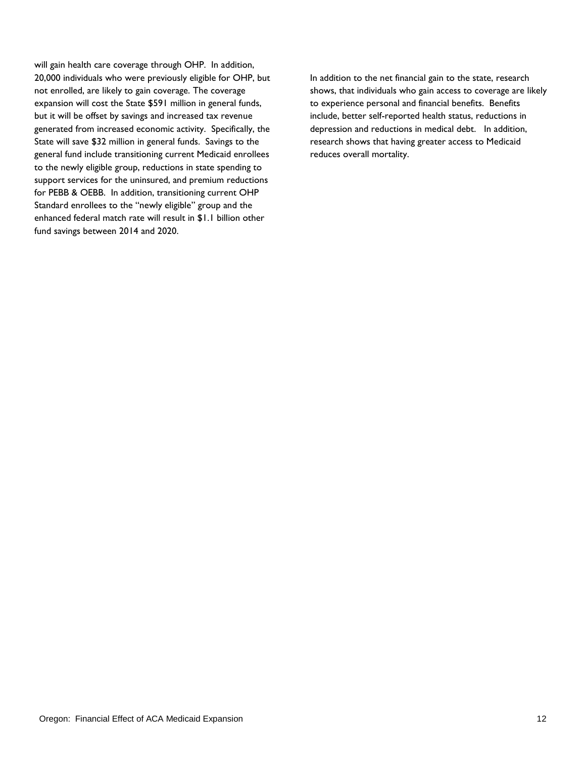will gain health care coverage through OHP. In addition, 20,000 individuals who were previously eligible for OHP, but not enrolled, are likely to gain coverage. The coverage expansion will cost the State $591 million in general funds, but it will be offset by savings and increased tax revenue generated from increased economic activity. Specifically, the State will save $32 million in general funds. Savings to the general fund include transitioning current Medicaid enrollees to the newly eligible group, reductions in state spending to support services for the uninsured, and premium reductions for PEBB & OEBB. In addition, transitioning current OHP Standard enrollees to the "newly eligible" group and the enhanced federal match rate will result in $1.1 billion other fund savings between 2014 and 2020.

In addition to the net financial gain to the state, research shows, that individuals who gain access to coverage are likely to experience personal and financial benefits. Benefits include, better self-reported health status, reductions in depression and reductions in medical debt. In addition, research shows that having greater access to Medicaid reduces overall mortality.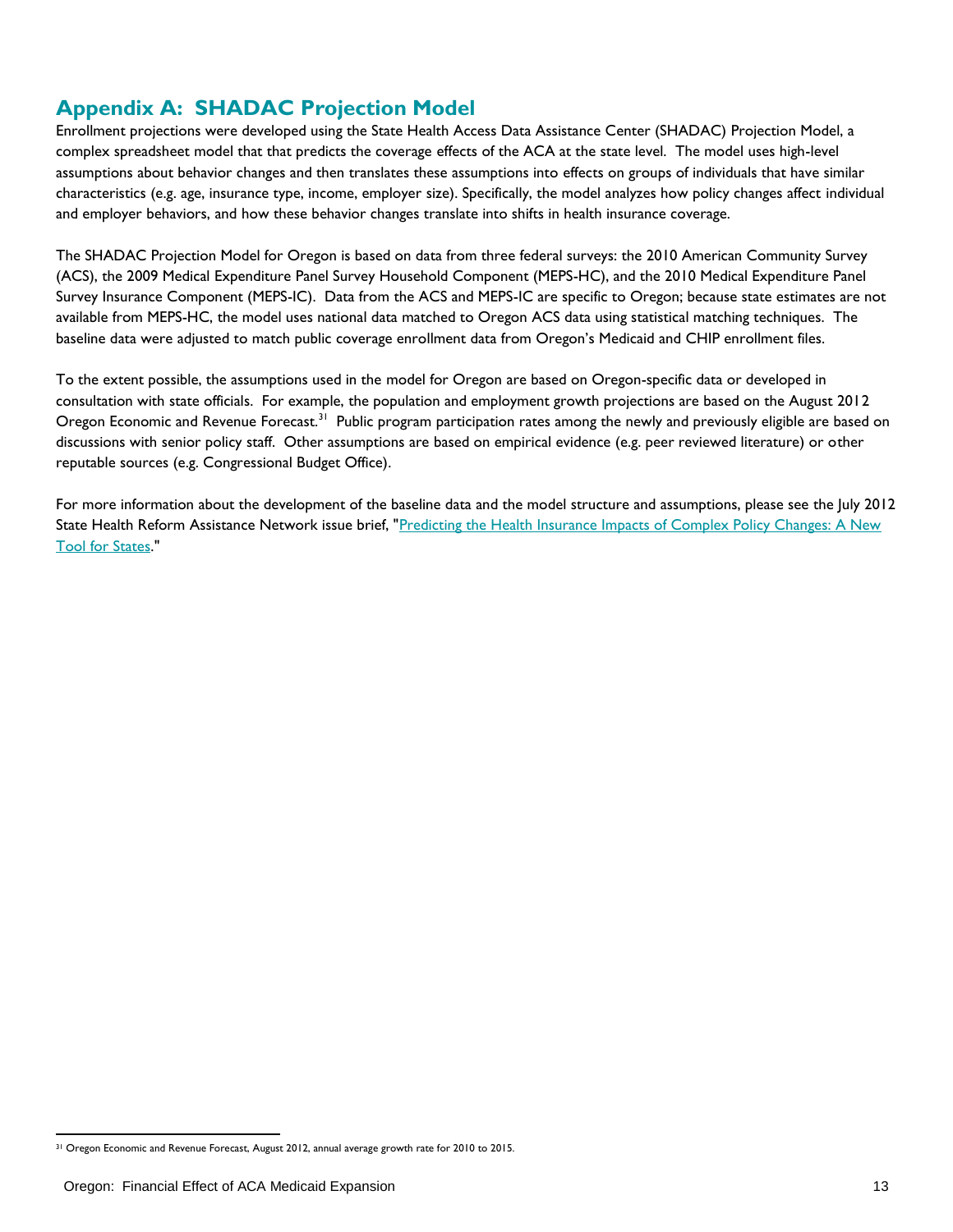## Appendix A: SHADAC Projection Model

Enrollment projections were developed using the State Health Access Data Assistance Center (SHADAC) Projection Model, a complex spreadsheet model that that predicts the coverage effects of the ACA at the state level. The model uses high-level assumptions about behavior changes and then translates these assumptions into effects on groups of individuals that have similar characteristics (e.g. age, insurance type, income, employer size). Specifically, the model analyzes how policy changes affect individual and employer behaviors, and how these behavior changes translate into shifts in health insurance coverage.

The SHADAC Projection Model for Oregon is based on data from three federal surveys: the 2010 American Community Survey (ACS), the 2009 Medical Expenditure Panel Survey Household Component (MEPS-HC), and the 2010 Medical Expenditure Panel Survey Insurance Component (MEPS-IC). Data from the ACS and MEPS-IC are specific to Oregon; because state estimates are not available from MEPS-HC, the model uses national data matched to Oregon ACS data using statistical matching techniques. The baseline data were adjusted to match public coverage enrollment data from Oregon's Medicaid and CHIP enrollment files.

To the extent possible, the assumptions used in the model for Oregon are based on Oregon-specific data or developed in consultation with state officials. For example, the population and employment growth projections are based on the August 2012 Oregon Economic and Revenue Forecast.[31] Public program participation rates among the newly and previously eligible are based on discussions with senior policy staff. Other assumptions are based on empirical evidence (e.g. peer reviewed literature) or other reputable sources (e.g. Congressional Budget Office).

For more information about the development of the baseline data and the model structure and assumptions, please see the July 2012 State Health Reform Assistance Network issue brief, "Predicting the Health Insurance Impacts of Complex Policy Changes: A New Tool for States."

[31] Oregon Economic and Revenue Forecast, August 2012, annual average growth rate for 2010 to 2015.